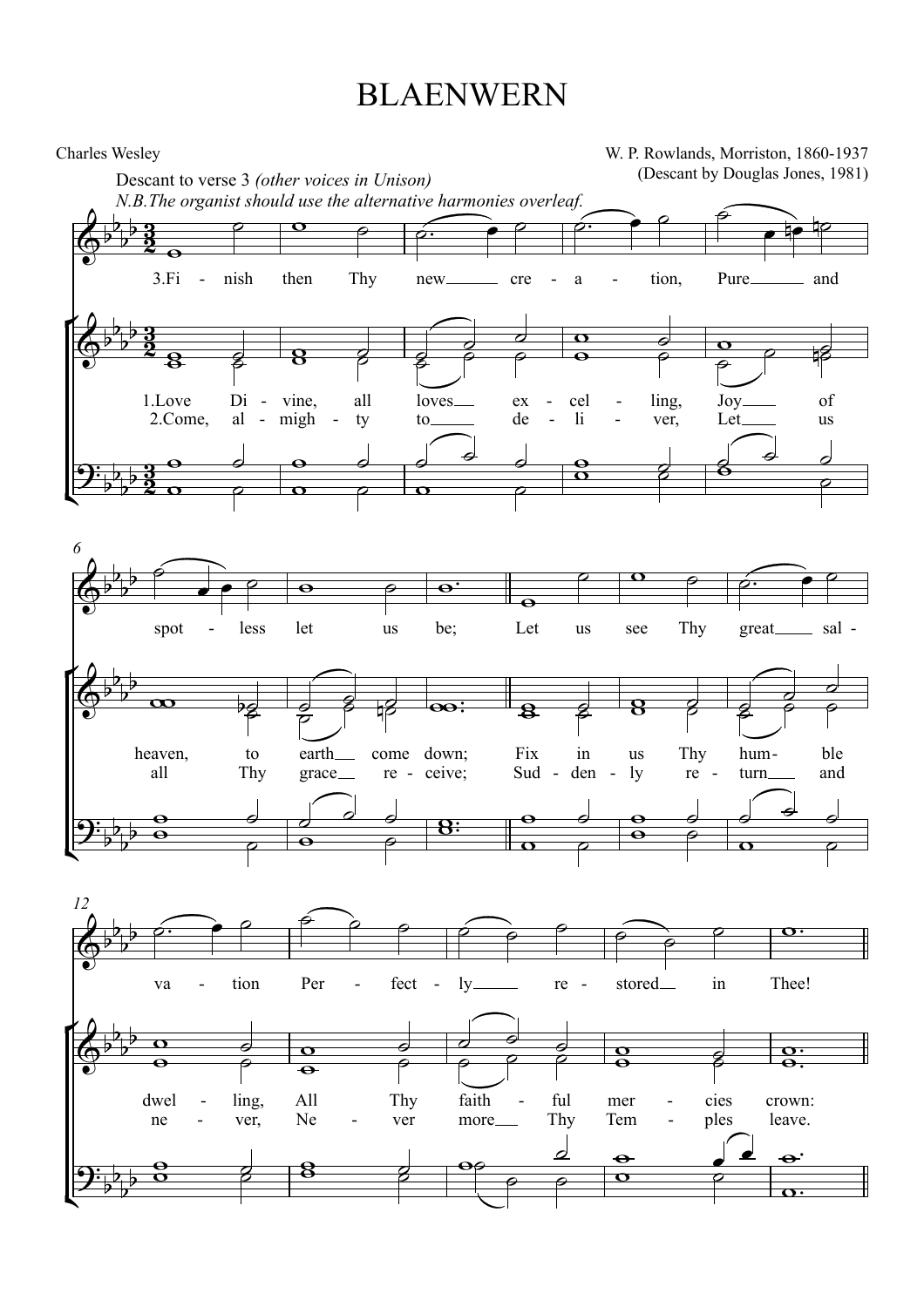# BLAENWERN

Charles Wesley

W. P. Rowlands, Morriston, 1860-1937
(Descant by Douglas Jones, 1981)

Descant to verse 3 *(other voices in Unison)*
*N.B.The organist should use the alternative harmonies overleaf.*

Descant:
3.Fi - nish then Thy new cre - a - tion, Pure and spot - less let us be; Let us see Thy great sal - va - tion Per - fect - ly re - stored in Thee!

1.Love Di - vine, all loves ex - cel - ling, Joy of heaven, to earth come down; Fix in us Thy hum - ble dwel - ling, All Thy faith - ful mer - cies crown:

2.Come, al - migh - ty to de - li - ver, Let us all Thy grace re - ceive; Sud - den - ly re - turn and ne - ver, Ne - ver more Thy Tem - ples leave.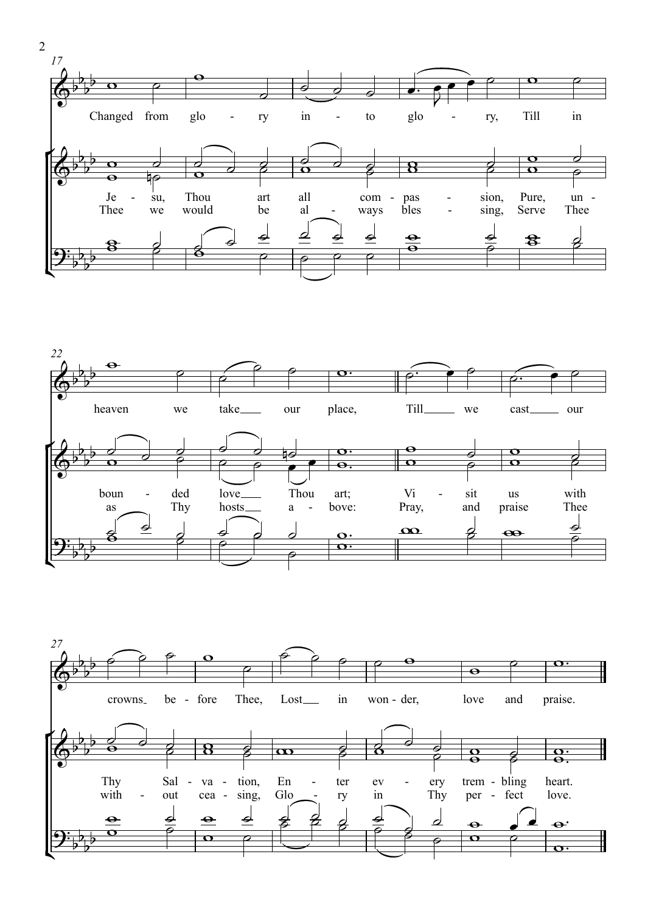17

Changed from glo - ry in - to glo - ry, Till in

Je - su, Thou art all com - pas - sion, Pure, un -
Thee we would be al - ways bles - sing, Serve Thee

22

heaven we take our place, Till we cast our

boun - ded love Thou art; Vi - sit us with
as Thy hosts a - bove: Pray, and praise Thee

27

crowns be - fore Thee, Lost in won - der, love and praise.

Thy Sal - va - tion, En - ter ev - ery trem - bling heart.
with - out cea - sing, Glo - ry in Thy per - fect love.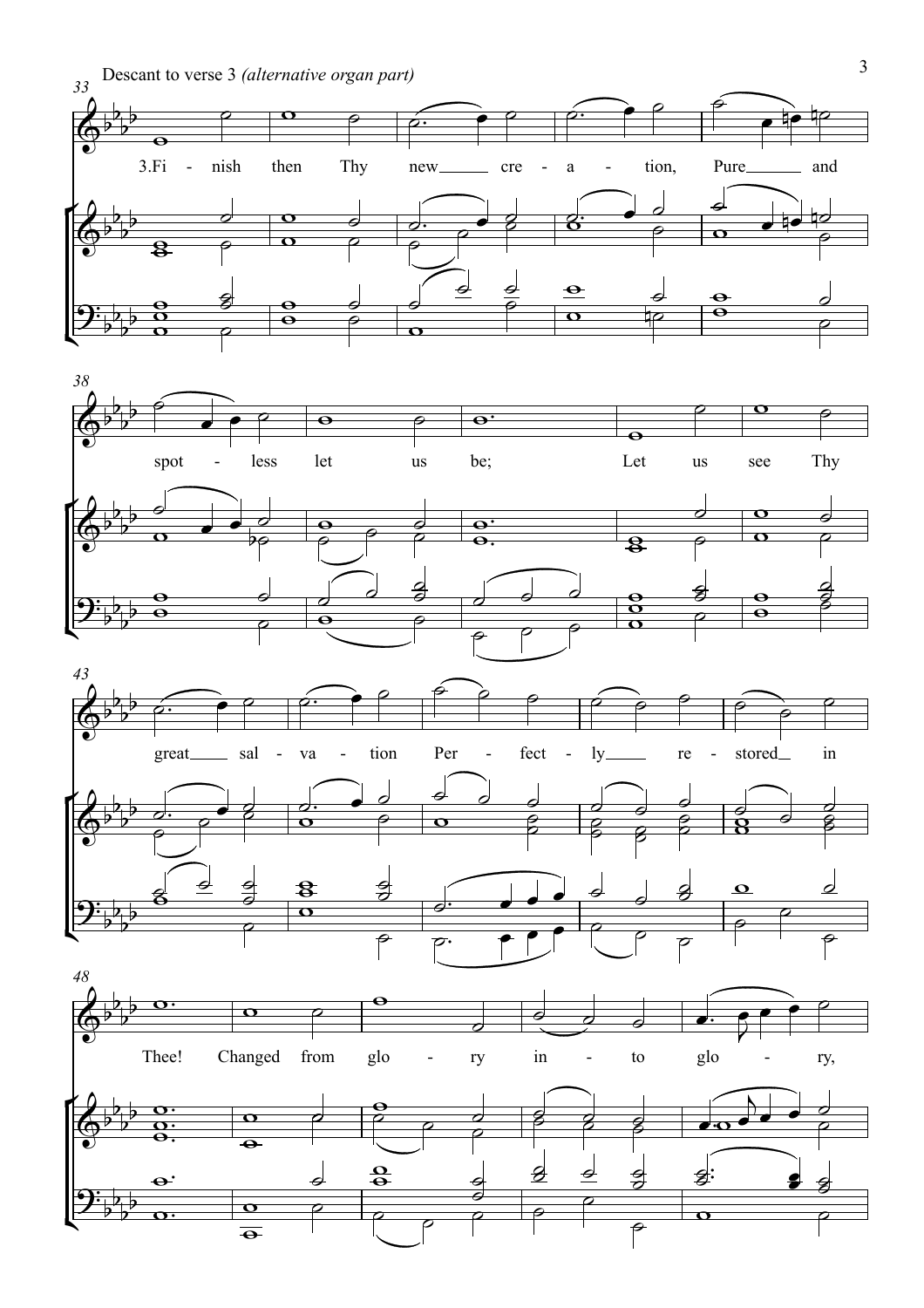Descant to verse 3 *(alternative organ part)*

3.Fi - nish then Thy new cre - a - tion, Pure and spot - less let us be; Let us see Thy great sal - va - tion Per - fect - ly re - stored in Thee! Changed from glo - ry in - to glo - ry,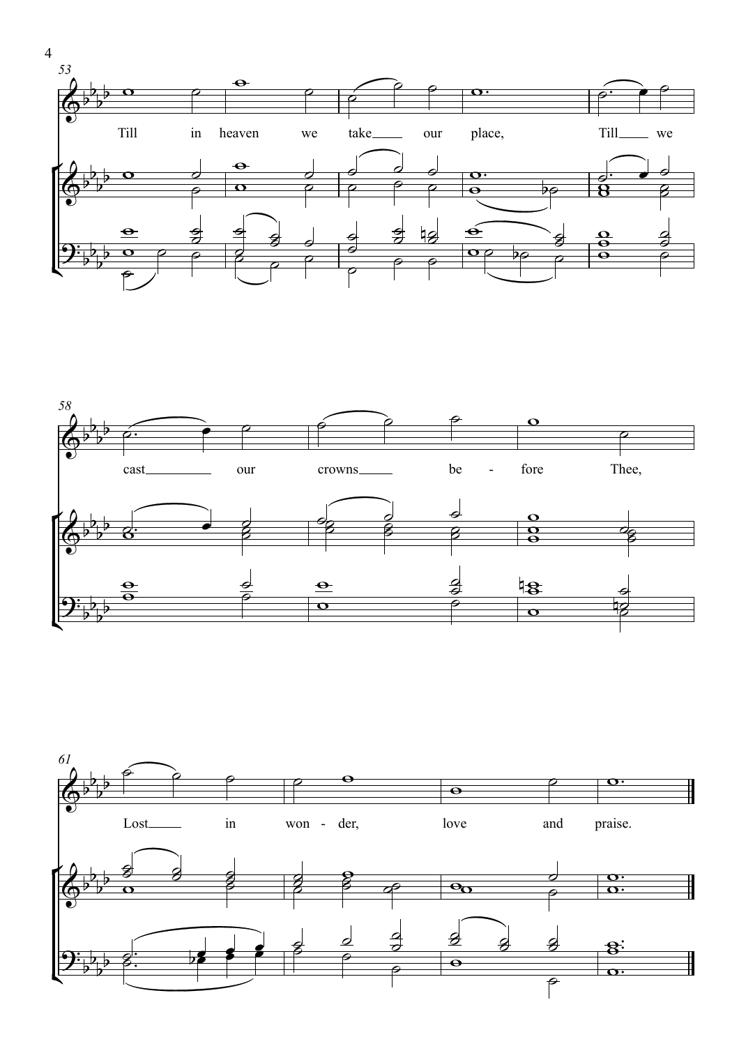53

Till in heaven we take our place, Till we

58

cast our crowns before Thee,

61

Lost in wonder, love and praise.